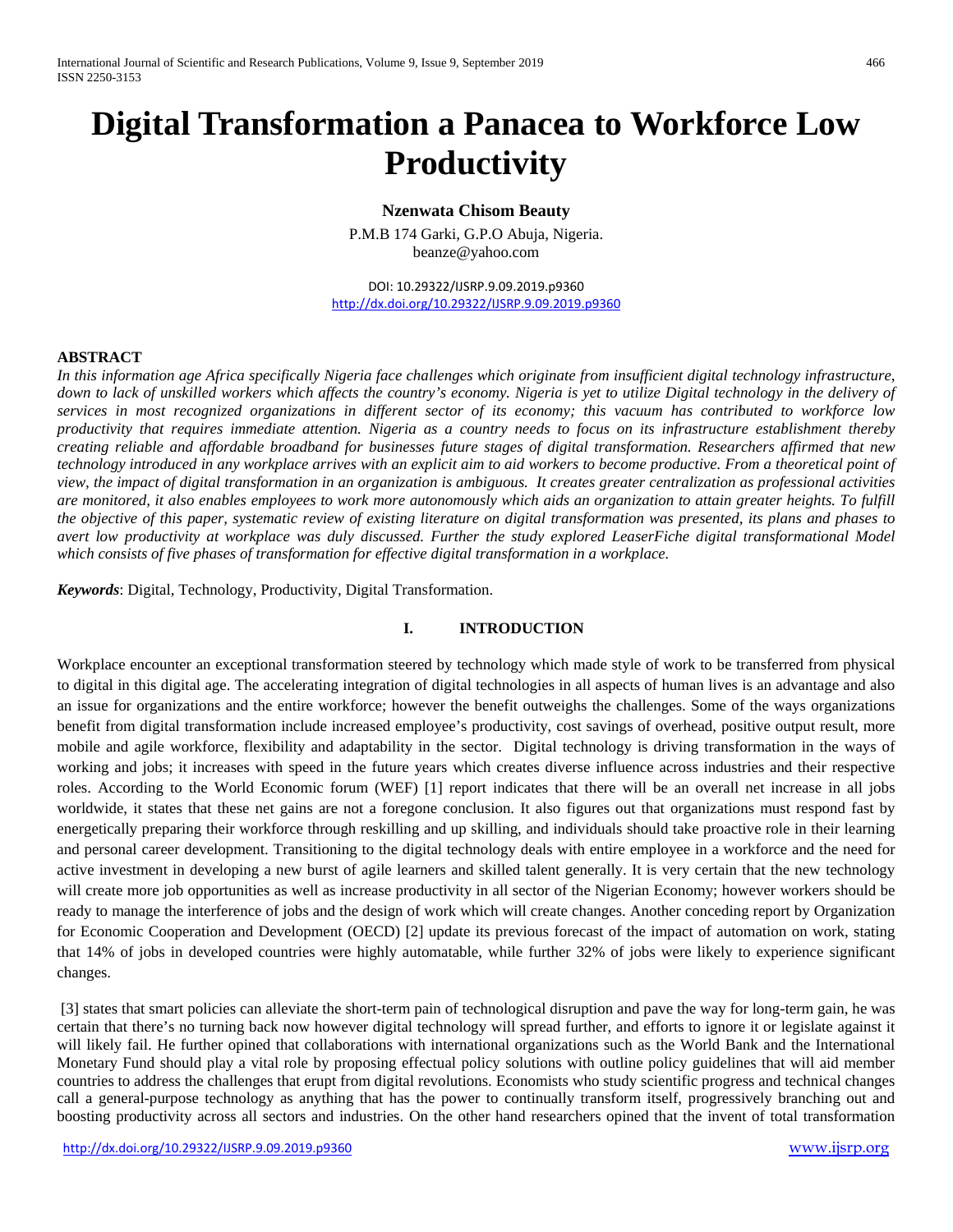# Digital Transformation a Panacea to Workforce Low Productivity

**Nzenwata Chisom Beauty**

P.M.B 174 Garki, G.P.O Abuja, Nigeria.
beanze@yahoo.com

DOI: 10.29322/IJSRP.9.09.2019.p9360
http://dx.doi.org/10.29322/IJSRP.9.09.2019.p9360

## ABSTRACT

*In this information age Africa specifically Nigeria face challenges which originate from insufficient digital technology infrastructure, down to lack of unskilled workers which affects the country's economy. Nigeria is yet to utilize Digital technology in the delivery of services in most recognized organizations in different sector of its economy; this vacuum has contributed to workforce low productivity that requires immediate attention. Nigeria as a country needs to focus on its infrastructure establishment thereby creating reliable and affordable broadband for businesses future stages of digital transformation. Researchers affirmed that new technology introduced in any workplace arrives with an explicit aim to aid workers to become productive. From a theoretical point of view, the impact of digital transformation in an organization is ambiguous. It creates greater centralization as professional activities are monitored, it also enables employees to work more autonomously which aids an organization to attain greater heights. To fulfill the objective of this paper, systematic review of existing literature on digital transformation was presented, its plans and phases to avert low productivity at workplace was duly discussed. Further the study explored LeaserFiche digital transformational Model which consists of five phases of transformation for effective digital transformation in a workplace.*

***Keywords***: Digital, Technology, Productivity, Digital Transformation.

## I. INTRODUCTION

Workplace encounter an exceptional transformation steered by technology which made style of work to be transferred from physical to digital in this digital age. The accelerating integration of digital technologies in all aspects of human lives is an advantage and also an issue for organizations and the entire workforce; however the benefit outweighs the challenges. Some of the ways organizations benefit from digital transformation include increased employee's productivity, cost savings of overhead, positive output result, more mobile and agile workforce, flexibility and adaptability in the sector. Digital technology is driving transformation in the ways of working and jobs; it increases with speed in the future years which creates diverse influence across industries and their respective roles. According to the World Economic forum (WEF) [1] report indicates that there will be an overall net increase in all jobs worldwide, it states that these net gains are not a foregone conclusion. It also figures out that organizations must respond fast by energetically preparing their workforce through reskilling and up skilling, and individuals should take proactive role in their learning and personal career development. Transitioning to the digital technology deals with entire employee in a workforce and the need for active investment in developing a new burst of agile learners and skilled talent generally. It is very certain that the new technology will create more job opportunities as well as increase productivity in all sector of the Nigerian Economy; however workers should be ready to manage the interference of jobs and the design of work which will create changes. Another conceding report by Organization for Economic Cooperation and Development (OECD) [2] update its previous forecast of the impact of automation on work, stating that 14% of jobs in developed countries were highly automatable, while further 32% of jobs were likely to experience significant changes.

[3] states that smart policies can alleviate the short-term pain of technological disruption and pave the way for long-term gain, he was certain that there's no turning back now however digital technology will spread further, and efforts to ignore it or legislate against it will likely fail. He further opined that collaborations with international organizations such as the World Bank and the International Monetary Fund should play a vital role by proposing effectual policy solutions with outline policy guidelines that will aid member countries to address the challenges that erupt from digital revolutions. Economists who study scientific progress and technical changes call a general-purpose technology as anything that has the power to continually transform itself, progressively branching out and boosting productivity across all sectors and industries. On the other hand researchers opined that the invent of total transformation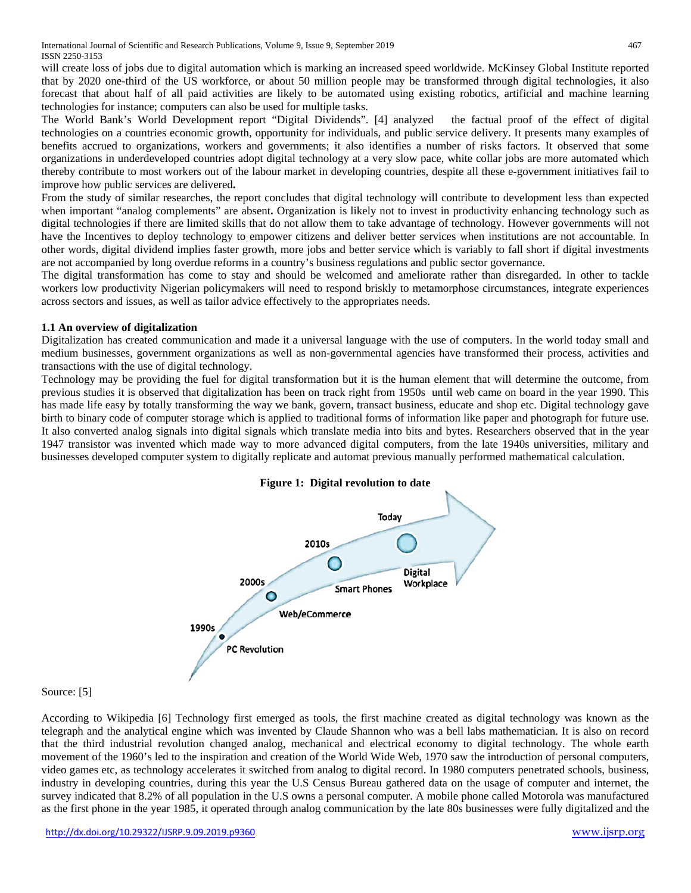will create loss of jobs due to digital automation which is marking an increased speed worldwide. McKinsey Global Institute reported that by 2020 one-third of the US workforce, or about 50 million people may be transformed through digital technologies, it also forecast that about half of all paid activities are likely to be automated using existing robotics, artificial and machine learning technologies for instance; computers can also be used for multiple tasks.

The World Bank's World Development report "Digital Dividends". [4] analyzed the factual proof of the effect of digital technologies on a countries economic growth, opportunity for individuals, and public service delivery. It presents many examples of benefits accrued to organizations, workers and governments; it also identifies a number of risks factors. It observed that some organizations in underdeveloped countries adopt digital technology at a very slow pace, white collar jobs are more automated which thereby contribute to most workers out of the labour market in developing countries, despite all these e-government initiatives fail to improve how public services are delivered**.**

From the study of similar researches, the report concludes that digital technology will contribute to development less than expected when important "analog complements" are absent**.** Organization is likely not to invest in productivity enhancing technology such as digital technologies if there are limited skills that do not allow them to take advantage of technology. However governments will not have the Incentives to deploy technology to empower citizens and deliver better services when institutions are not accountable. In other words, digital dividend implies faster growth, more jobs and better service which is variably to fall short if digital investments are not accompanied by long overdue reforms in a country's business regulations and public sector governance.

The digital transformation has come to stay and should be welcomed and ameliorate rather than disregarded. In other to tackle workers low productivity Nigerian policymakers will need to respond briskly to metamorphose circumstances, integrate experiences across sectors and issues, as well as tailor advice effectively to the appropriates needs.

### 1.1 An overview of digitalization

Digitalization has created communication and made it a universal language with the use of computers. In the world today small and medium businesses, government organizations as well as non-governmental agencies have transformed their process, activities and transactions with the use of digital technology.

Technology may be providing the fuel for digital transformation but it is the human element that will determine the outcome, from previous studies it is observed that digitalization has been on track right from 1950s until web came on board in the year 1990. This has made life easy by totally transforming the way we bank, govern, transact business, educate and shop etc. Digital technology gave birth to binary code of computer storage which is applied to traditional forms of information like paper and photograph for future use. It also converted analog signals into digital signals which translate media into bits and bytes. Researchers observed that in the year 1947 transistor was invented which made way to more advanced digital computers, from the late 1940s universities, military and businesses developed computer system to digitally replicate and automat previous manually performed mathematical calculation.

**Figure 1: Digital revolution to date**

1990s – PC Revolution; 2000s – Web/eCommerce; 2010s – Smart Phones; Today – Digital Workplace

Source: [5]

According to Wikipedia [6] Technology first emerged as tools, the first machine created as digital technology was known as the telegraph and the analytical engine which was invented by Claude Shannon who was a bell labs mathematician. It is also on record that the third industrial revolution changed analog, mechanical and electrical economy to digital technology. The whole earth movement of the 1960's led to the inspiration and creation of the World Wide Web, 1970 saw the introduction of personal computers, video games etc, as technology accelerates it switched from analog to digital record. In 1980 computers penetrated schools, business, industry in developing countries, during this year the U.S Census Bureau gathered data on the usage of computer and internet, the survey indicated that 8.2% of all population in the U.S owns a personal computer. A mobile phone called Motorola was manufactured as the first phone in the year 1985, it operated through analog communication by the late 80s businesses were fully digitalized and the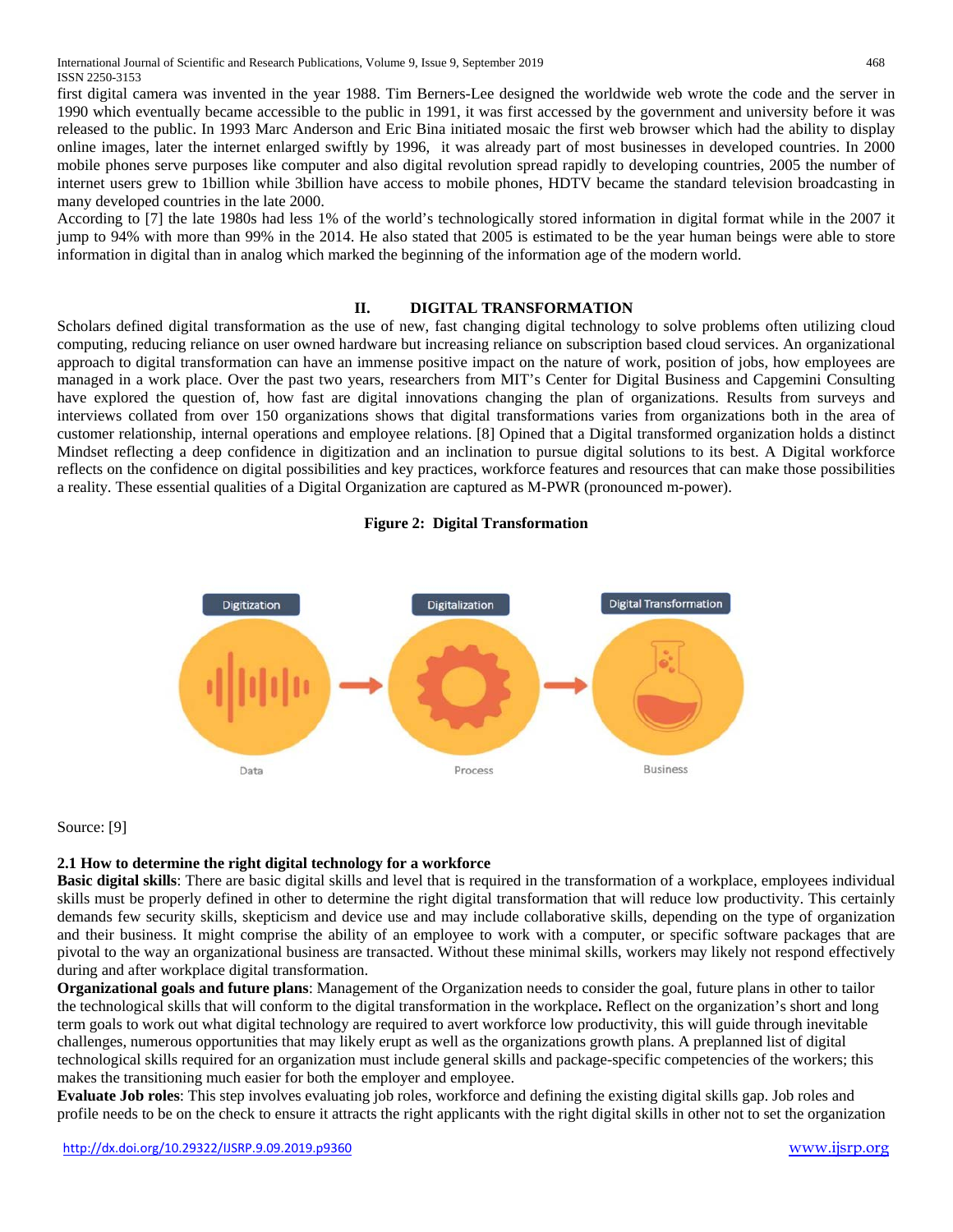first digital camera was invented in the year 1988. Tim Berners-Lee designed the worldwide web wrote the code and the server in 1990 which eventually became accessible to the public in 1991, it was first accessed by the government and university before it was released to the public. In 1993 Marc Anderson and Eric Bina initiated mosaic the first web browser which had the ability to display online images, later the internet enlarged swiftly by 1996, it was already part of most businesses in developed countries. In 2000 mobile phones serve purposes like computer and also digital revolution spread rapidly to developing countries, 2005 the number of internet users grew to 1billion while 3billion have access to mobile phones, HDTV became the standard television broadcasting in many developed countries in the late 2000.

According to [7] the late 1980s had less 1% of the world's technologically stored information in digital format while in the 2007 it jump to 94% with more than 99% in the 2014. He also stated that 2005 is estimated to be the year human beings were able to store information in digital than in analog which marked the beginning of the information age of the modern world.

## II. DIGITAL TRANSFORMATION

Scholars defined digital transformation as the use of new, fast changing digital technology to solve problems often utilizing cloud computing, reducing reliance on user owned hardware but increasing reliance on subscription based cloud services. An organizational approach to digital transformation can have an immense positive impact on the nature of work, position of jobs, how employees are managed in a work place. Over the past two years, researchers from MIT's Center for Digital Business and Capgemini Consulting have explored the question of, how fast are digital innovations changing the plan of organizations. Results from surveys and interviews collated from over 150 organizations shows that digital transformations varies from organizations both in the area of customer relationship, internal operations and employee relations. [8] Opined that a Digital transformed organization holds a distinct Mindset reflecting a deep confidence in digitization and an inclination to pursue digital solutions to its best. A Digital workforce reflects on the confidence on digital possibilities and key practices, workforce features and resources that can make those possibilities a reality. These essential qualities of a Digital Organization are captured as M-PWR (pronounced m-power).

**Figure 2: Digital Transformation**

Digitization → Digitalization → Digital Transformation

Data → Process → Business

Source: [9]

### 2.1 How to determine the right digital technology for a workforce

**Basic digital skills**: There are basic digital skills and level that is required in the transformation of a workplace, employees individual skills must be properly defined in other to determine the right digital transformation that will reduce low productivity. This certainly demands few security skills, skepticism and device use and may include collaborative skills, depending on the type of organization and their business. It might comprise the ability of an employee to work with a computer, or specific software packages that are pivotal to the way an organizational business are transacted. Without these minimal skills, workers may likely not respond effectively during and after workplace digital transformation.

**Organizational goals and future plans**: Management of the Organization needs to consider the goal, future plans in other to tailor the technological skills that will conform to the digital transformation in the workplace**.** Reflect on the organization's short and long term goals to work out what digital technology are required to avert workforce low productivity, this will guide through inevitable challenges, numerous opportunities that may likely erupt as well as the organizations growth plans. A preplanned list of digital technological skills required for an organization must include general skills and package-specific competencies of the workers; this makes the transitioning much easier for both the employer and employee.

**Evaluate Job roles**: This step involves evaluating job roles, workforce and defining the existing digital skills gap. Job roles and profile needs to be on the check to ensure it attracts the right applicants with the right digital skills in other not to set the organization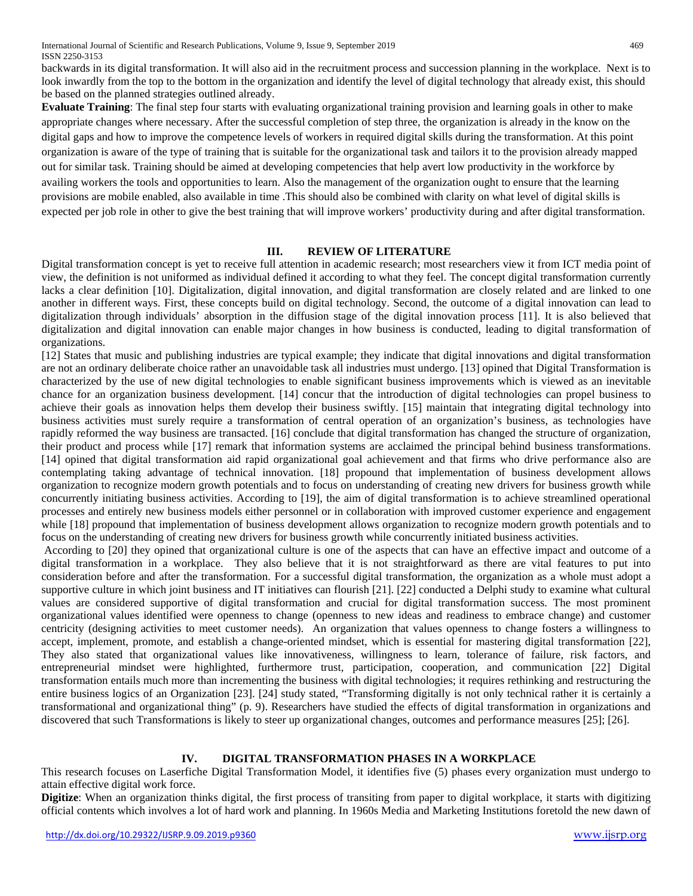backwards in its digital transformation. It will also aid in the recruitment process and succession planning in the workplace. Next is to look inwardly from the top to the bottom in the organization and identify the level of digital technology that already exist, this should be based on the planned strategies outlined already.

**Evaluate Training**: The final step four starts with evaluating organizational training provision and learning goals in other to make appropriate changes where necessary. After the successful completion of step three, the organization is already in the know on the digital gaps and how to improve the competence levels of workers in required digital skills during the transformation. At this point organization is aware of the type of training that is suitable for the organizational task and tailors it to the provision already mapped out for similar task. Training should be aimed at developing competencies that help avert low productivity in the workforce by availing workers the tools and opportunities to learn. Also the management of the organization ought to ensure that the learning provisions are mobile enabled, also available in time .This should also be combined with clarity on what level of digital skills is expected per job role in other to give the best training that will improve workers' productivity during and after digital transformation.

## III. REVIEW OF LITERATURE

Digital transformation concept is yet to receive full attention in academic research; most researchers view it from ICT media point of view, the definition is not uniformed as individual defined it according to what they feel. The concept digital transformation currently lacks a clear definition [10]. Digitalization, digital innovation, and digital transformation are closely related and are linked to one another in different ways. First, these concepts build on digital technology. Second, the outcome of a digital innovation can lead to digitalization through individuals' absorption in the diffusion stage of the digital innovation process [11]. It is also believed that digitalization and digital innovation can enable major changes in how business is conducted, leading to digital transformation of organizations.

[12] States that music and publishing industries are typical example; they indicate that digital innovations and digital transformation are not an ordinary deliberate choice rather an unavoidable task all industries must undergo. [13] opined that Digital Transformation is characterized by the use of new digital technologies to enable significant business improvements which is viewed as an inevitable chance for an organization business development. [14] concur that the introduction of digital technologies can propel business to achieve their goals as innovation helps them develop their business swiftly. [15] maintain that integrating digital technology into business activities must surely require a transformation of central operation of an organization's business, as technologies have rapidly reformed the way business are transacted. [16] conclude that digital transformation has changed the structure of organization, their product and process while [17] remark that information systems are acclaimed the principal behind business transformations. [14] opined that digital transformation aid rapid organizational goal achievement and that firms who drive performance also are contemplating taking advantage of technical innovation. [18] propound that implementation of business development allows organization to recognize modern growth potentials and to focus on understanding of creating new drivers for business growth while concurrently initiating business activities. According to [19], the aim of digital transformation is to achieve streamlined operational processes and entirely new business models either personnel or in collaboration with improved customer experience and engagement while [18] propound that implementation of business development allows organization to recognize modern growth potentials and to focus on the understanding of creating new drivers for business growth while concurrently initiated business activities.

According to [20] they opined that organizational culture is one of the aspects that can have an effective impact and outcome of a digital transformation in a workplace. They also believe that it is not straightforward as there are vital features to put into consideration before and after the transformation. For a successful digital transformation, the organization as a whole must adopt a supportive culture in which joint business and IT initiatives can flourish [21]. [22] conducted a Delphi study to examine what cultural values are considered supportive of digital transformation and crucial for digital transformation success. The most prominent organizational values identified were openness to change (openness to new ideas and readiness to embrace change) and customer centricity (designing activities to meet customer needs). An organization that values openness to change fosters a willingness to accept, implement, promote, and establish a change-oriented mindset, which is essential for mastering digital transformation [22], They also stated that organizational values like innovativeness, willingness to learn, tolerance of failure, risk factors, and entrepreneurial mindset were highlighted, furthermore trust, participation, cooperation, and communication [22] Digital transformation entails much more than incrementing the business with digital technologies; it requires rethinking and restructuring the entire business logics of an Organization [23]. [24] study stated, "Transforming digitally is not only technical rather it is certainly a transformational and organizational thing" (p. 9). Researchers have studied the effects of digital transformation in organizations and discovered that such Transformations is likely to steer up organizational changes, outcomes and performance measures [25]; [26].

## IV. DIGITAL TRANSFORMATION PHASES IN A WORKPLACE

This research focuses on Laserfiche Digital Transformation Model, it identifies five (5) phases every organization must undergo to attain effective digital work force.

**Digitize**: When an organization thinks digital, the first process of transiting from paper to digital workplace, it starts with digitizing official contents which involves a lot of hard work and planning. In 1960s Media and Marketing Institutions foretold the new dawn of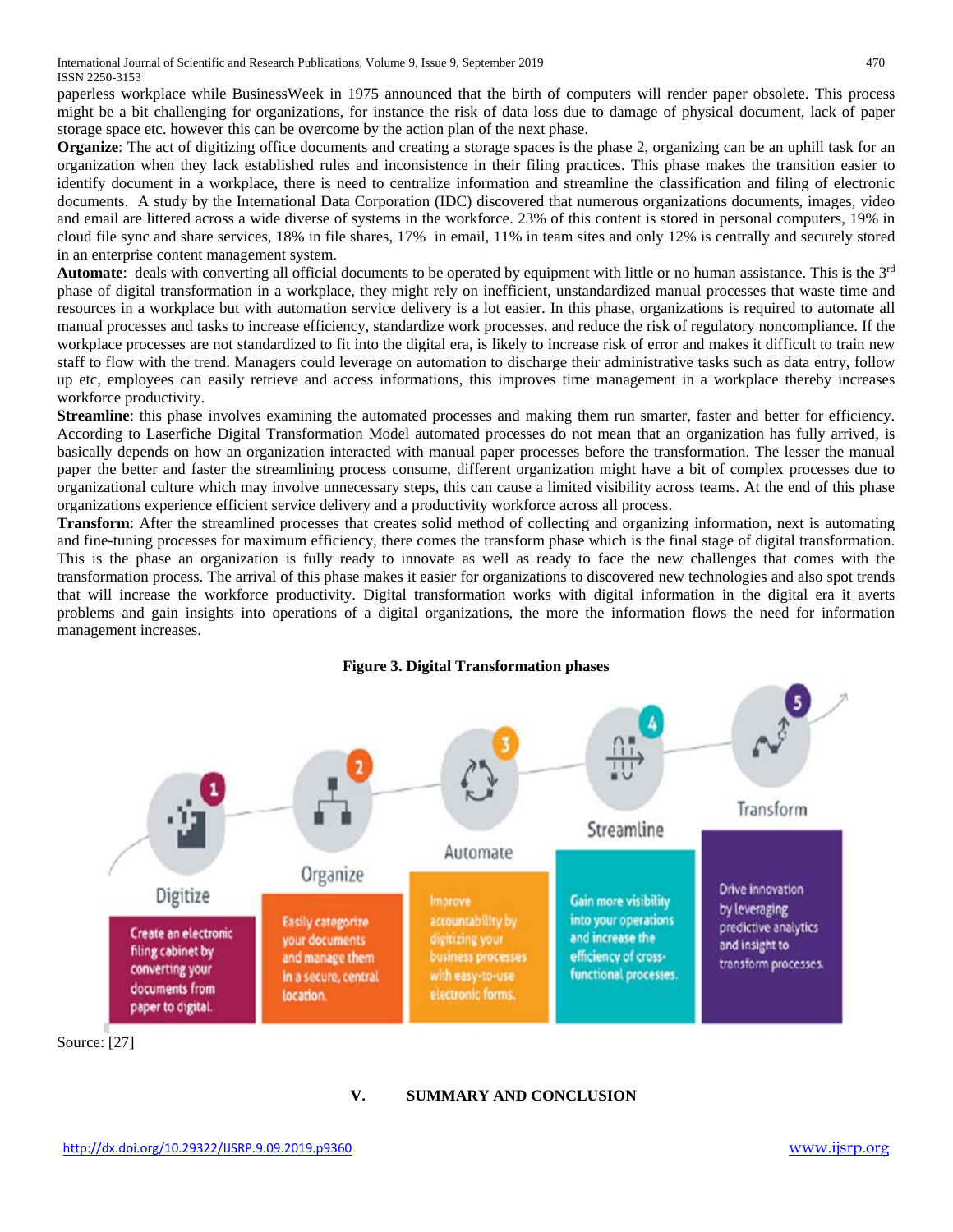paperless workplace while BusinessWeek in 1975 announced that the birth of computers will render paper obsolete. This process might be a bit challenging for organizations, for instance the risk of data loss due to damage of physical document, lack of paper storage space etc. however this can be overcome by the action plan of the next phase.

**Organize**: The act of digitizing office documents and creating a storage spaces is the phase 2, organizing can be an uphill task for an organization when they lack established rules and inconsistence in their filing practices. This phase makes the transition easier to identify document in a workplace, there is need to centralize information and streamline the classification and filing of electronic documents. A study by the International Data Corporation (IDC) discovered that numerous organizations documents, images, video and email are littered across a wide diverse of systems in the workforce. 23% of this content is stored in personal computers, 19% in cloud file sync and share services, 18% in file shares, 17% in email, 11% in team sites and only 12% is centrally and securely stored in an enterprise content management system.

**Automate**: deals with converting all official documents to be operated by equipment with little or no human assistance. This is the 3rd phase of digital transformation in a workplace, they might rely on inefficient, unstandardized manual processes that waste time and resources in a workplace but with automation service delivery is a lot easier. In this phase, organizations is required to automate all manual processes and tasks to increase efficiency, standardize work processes, and reduce the risk of regulatory noncompliance. If the workplace processes are not standardized to fit into the digital era, is likely to increase risk of error and makes it difficult to train new staff to flow with the trend. Managers could leverage on automation to discharge their administrative tasks such as data entry, follow up etc, employees can easily retrieve and access informations, this improves time management in a workplace thereby increases workforce productivity.

**Streamline**: this phase involves examining the automated processes and making them run smarter, faster and better for efficiency. According to Laserfiche Digital Transformation Model automated processes do not mean that an organization has fully arrived, is basically depends on how an organization interacted with manual paper processes before the transformation. The lesser the manual paper the better and faster the streamlining process consume, different organization might have a bit of complex processes due to organizational culture which may involve unnecessary steps, this can cause a limited visibility across teams. At the end of this phase organizations experience efficient service delivery and a productivity workforce across all process.

**Transform**: After the streamlined processes that creates solid method of collecting and organizing information, next is automating and fine-tuning processes for maximum efficiency, there comes the transform phase which is the final stage of digital transformation. This is the phase an organization is fully ready to innovate as well as ready to face the new challenges that comes with the transformation process. The arrival of this phase makes it easier for organizations to discovered new technologies and also spot trends that will increase the workforce productivity. Digital transformation works with digital information in the digital era it averts problems and gain insights into operations of a digital organizations, the more the information flows the need for information management increases.

**Figure 3. Digital Transformation phases**

Source: [27]

## V. SUMMARY AND CONCLUSION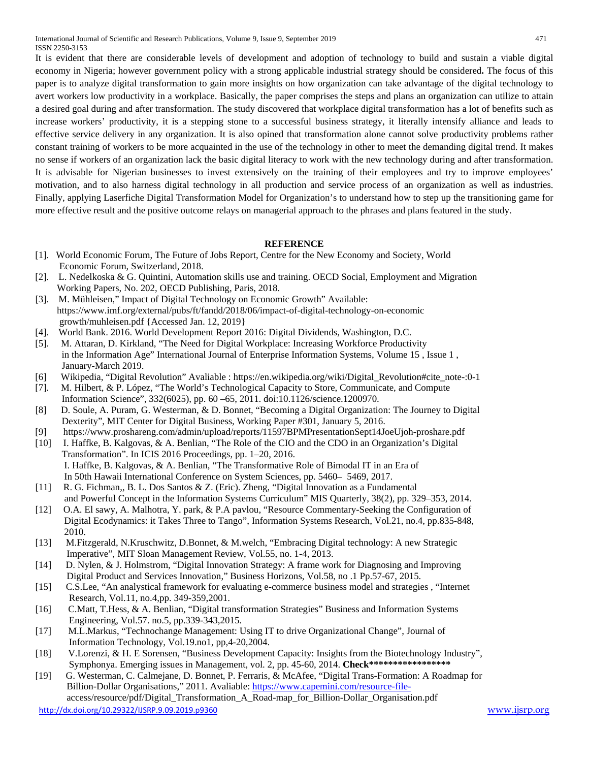It is evident that there are considerable levels of development and adoption of technology to build and sustain a viable digital economy in Nigeria; however government policy with a strong applicable industrial strategy should be considered**.** The focus of this paper is to analyze digital transformation to gain more insights on how organization can take advantage of the digital technology to avert workers low productivity in a workplace. Basically, the paper comprises the steps and plans an organization can utilize to attain a desired goal during and after transformation. The study discovered that workplace digital transformation has a lot of benefits such as increase workers' productivity, it is a stepping stone to a successful business strategy, it literally intensify alliance and leads to effective service delivery in any organization. It is also opined that transformation alone cannot solve productivity problems rather constant training of workers to be more acquainted in the use of the technology in other to meet the demanding digital trend. It makes no sense if workers of an organization lack the basic digital literacy to work with the new technology during and after transformation. It is advisable for Nigerian businesses to invest extensively on the training of their employees and try to improve employees' motivation, and to also harness digital technology in all production and service process of an organization as well as industries. Finally, applying Laserfiche Digital Transformation Model for Organization's to understand how to step up the transitioning game for more effective result and the positive outcome relays on managerial approach to the phrases and plans featured in the study.

## REFERENCE

[1]. World Economic Forum, The Future of Jobs Report, Centre for the New Economy and Society, World Economic Forum, Switzerland, 2018.

[2]. L. Nedelkoska & G. Quintini, Automation skills use and training. OECD Social, Employment and Migration Working Papers, No. 202, OECD Publishing, Paris, 2018.

[3]. M. Mühleisen," Impact of Digital Technology on Economic Growth" Available: https://www.imf.org/external/pubs/ft/fandd/2018/06/impact-of-digital-technology-on-economic growth/muhleisen.pdf {Accessed Jan. 12, 2019}

[4]. World Bank. 2016. World Development Report 2016: Digital Dividends, Washington, D.C.

[5]. M. Attaran, D. Kirkland, "The Need for Digital Workplace: Increasing Workforce Productivity in the Information Age" International Journal of Enterprise Information Systems, Volume 15 , Issue 1 , January-March 2019.

[6] Wikipedia, "Digital Revolution" Avaliable : https://en.wikipedia.org/wiki/Digital_Revolution#cite_note-:0-1

[7]. M. Hilbert, & P. López, "The World's Technological Capacity to Store, Communicate, and Compute Information Science", 332(6025), pp. 60 –65, 2011. doi:10.1126/science.1200970.

[8] D. Soule, A. Puram, G. Westerman, & D. Bonnet, "Becoming a Digital Organization: The Journey to Digital Dexterity", MIT Center for Digital Business, Working Paper #301, January 5, 2016.

[9] https://www.proshareng.com/admin/upload/reports/11597BPMPresentationSept14JoeUjoh-proshare.pdf

[10] I. Haffke, B. Kalgovas, & A. Benlian, "The Role of the CIO and the CDO in an Organization's Digital Transformation". In ICIS 2016 Proceedings, pp. 1–20, 2016.
I. Haffke, B. Kalgovas, & A. Benlian, "The Transformative Role of Bimodal IT in an Era of In 50th Hawaii International Conference on System Sciences, pp. 5460– 5469, 2017.

[11] R. G. Fichman,, B. L. Dos Santos & Z. (Eric). Zheng, "Digital Innovation as a Fundamental and Powerful Concept in the Information Systems Curriculum" MIS Quarterly, 38(2), pp. 329–353, 2014.

[12] O.A. El sawy, A. Malhotra, Y. park, & P.A pavlou, "Resource Commentary-Seeking the Configuration of Digital Ecodynamics: it Takes Three to Tango", Information Systems Research, Vol.21, no.4, pp.835-848, 2010.

[13] M.Fitzgerald, N.Kruschwitz, D.Bonnet, & M.welch, "Embracing Digital technology: A new Strategic Imperative", MIT Sloan Management Review, Vol.55, no. 1-4, 2013.

[14] D. Nylen, & J. Holmstrom, "Digital Innovation Strategy: A frame work for Diagnosing and Improving Digital Product and Services Innovation," Business Horizons, Vol.58, no .1 Pp.57-67, 2015.

[15] C.S.Lee, "An analystical framework for evaluating e-commerce business model and strategies , "Internet Research, Vol.11, no.4,pp. 349-359,2001.

[16] C.Matt, T.Hess, & A. Benlian, "Digital transformation Strategies" Business and Information Systems Engineering, Vol.57. no.5, pp.339-343,2015.

[17] M.L.Markus, "Technochange Management: Using IT to drive Organizational Change", Journal of Information Technology, Vol.19.no1, pp,4-20,2004.

[18] V.Lorenzi, & H. E Sorensen, "Business Development Capacity: Insights from the Biotechnology Industry", Symphonya. Emerging issues in Management, vol. 2, pp. 45-60, 2014. **Check\*\*\*\*\*\*\*\*\*\*\*\*\*\*\*\*\***

[19] G. Westerman, C. Calmejane, D. Bonnet, P. Ferraris, & McAfee, "Digital Trans-Formation: A Roadmap for Billion-Dollar Organisations," 2011. Avaliable: https://www.capemini.com/resource-file-access/resource/pdf/Digital_Transformation_A_Road-map_for_Billion-Dollar_Organisation.pdf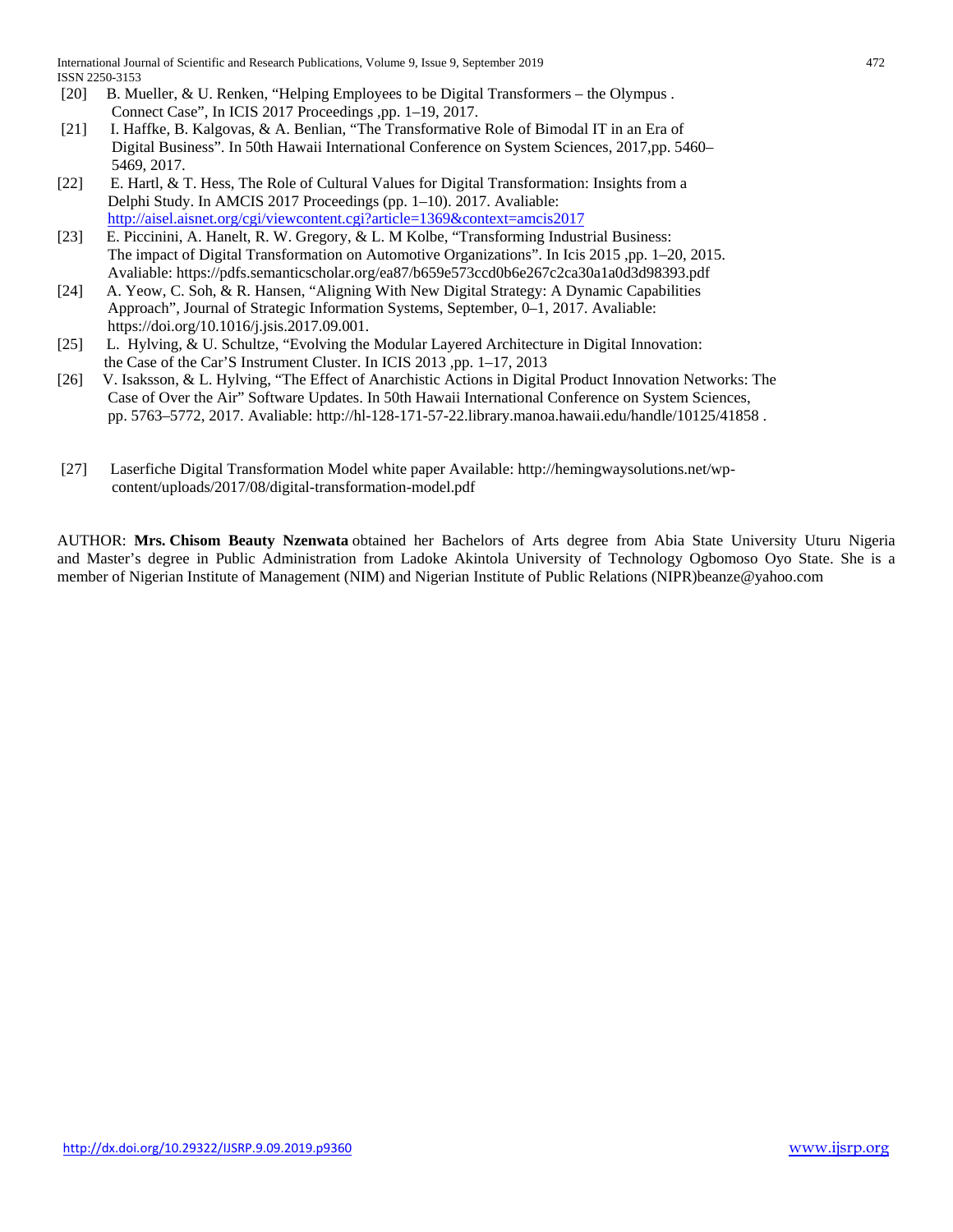[20] B. Mueller, & U. Renken, "Helping Employees to be Digital Transformers – the Olympus . Connect Case", In ICIS 2017 Proceedings ,pp. 1–19, 2017.

[21] I. Haffke, B. Kalgovas, & A. Benlian, "The Transformative Role of Bimodal IT in an Era of Digital Business". In 50th Hawaii International Conference on System Sciences, 2017,pp. 5460–5469, 2017.

[22] E. Hartl, & T. Hess, The Role of Cultural Values for Digital Transformation: Insights from a Delphi Study. In AMCIS 2017 Proceedings (pp. 1–10). 2017. Avaliable: http://aisel.aisnet.org/cgi/viewcontent.cgi?article=1369&context=amcis2017

[23] E. Piccinini, A. Hanelt, R. W. Gregory, & L. M Kolbe, "Transforming Industrial Business: The impact of Digital Transformation on Automotive Organizations". In Icis 2015 ,pp. 1–20, 2015. Avaliable: https://pdfs.semanticscholar.org/ea87/b659e573ccd0b6e267c2ca30a1a0d3d98393.pdf

[24] A. Yeow, C. Soh, & R. Hansen, "Aligning With New Digital Strategy: A Dynamic Capabilities Approach", Journal of Strategic Information Systems, September, 0–1, 2017. Avaliable: https://doi.org/10.1016/j.jsis.2017.09.001.

[25] L. Hylving, & U. Schultze, "Evolving the Modular Layered Architecture in Digital Innovation: the Case of the Car'S Instrument Cluster. In ICIS 2013 ,pp. 1–17, 2013

[26] V. Isaksson, & L. Hylving, "The Effect of Anarchistic Actions in Digital Product Innovation Networks: The Case of Over the Air" Software Updates. In 50th Hawaii International Conference on System Sciences, pp. 5763–5772, 2017. Avaliable: http://hl-128-171-57-22.library.manoa.hawaii.edu/handle/10125/41858 .

[27] Laserfiche Digital Transformation Model white paper Available: http://hemingwaysolutions.net/wp-content/uploads/2017/08/digital-transformation-model.pdf

AUTHOR: **Mrs. Chisom Beauty Nzenwata** obtained her Bachelors of Arts degree from Abia State University Uturu Nigeria and Master's degree in Public Administration from Ladoke Akintola University of Technology Ogbomoso Oyo State. She is a member of Nigerian Institute of Management (NIM) and Nigerian Institute of Public Relations (NIPR)beanze@yahoo.com